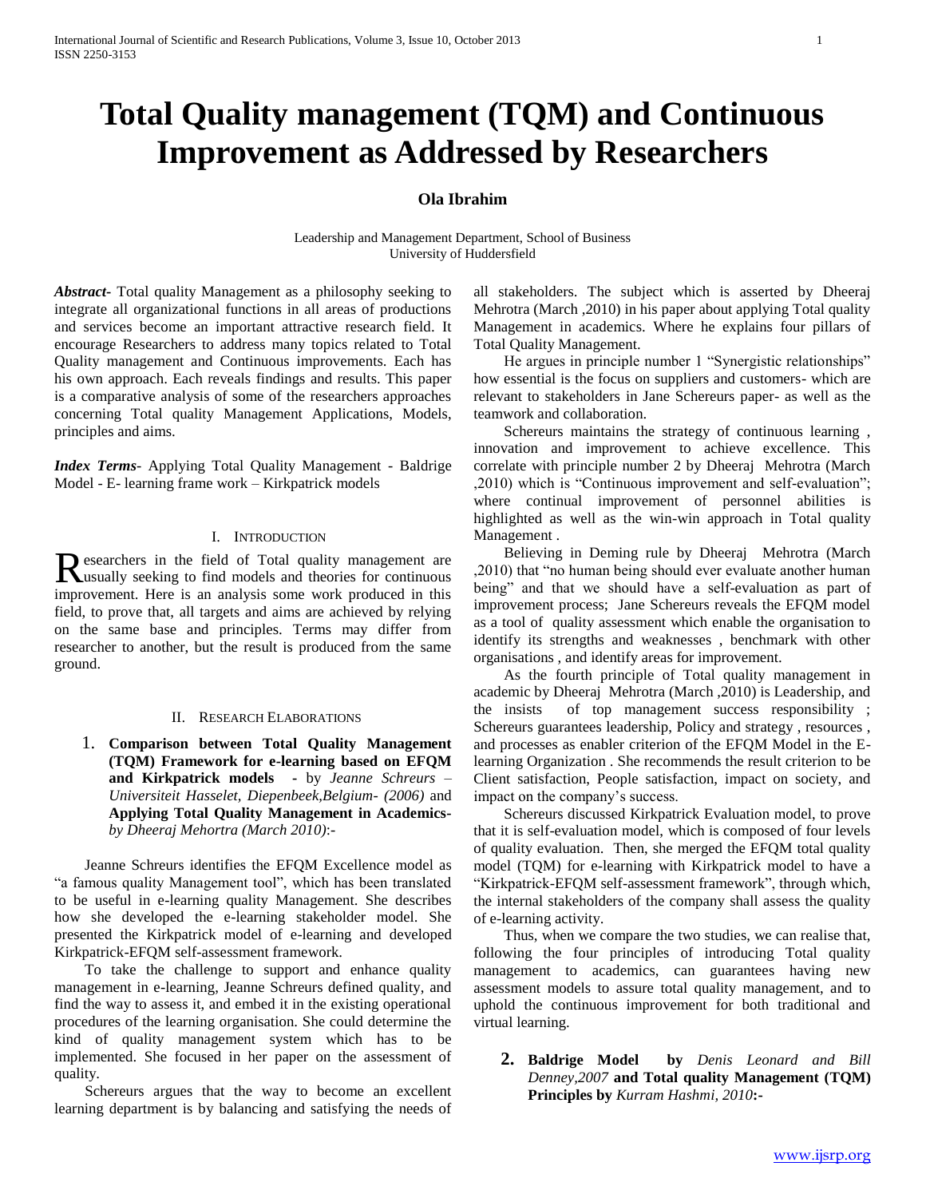# Total Quality management (TQM) and Continuous Improvement as Addressed by Researchers

**Ola Ibrahim**

Leadership and Management Department, School of Business
University of Huddersfield

***Abstract-*** Total quality Management as a philosophy seeking to integrate all organizational functions in all areas of productions and services become an important attractive research field. It encourage Researchers to address many topics related to Total Quality management and Continuous improvements. Each has his own approach. Each reveals findings and results. This paper is a comparative analysis of some of the researchers approaches concerning Total quality Management Applications, Models, principles and aims.

***Index Terms-*** Applying Total Quality Management - Baldrige Model - E- learning frame work – Kirkpatrick models

## I. Introduction

Researchers in the field of Total quality management are usually seeking to find models and theories for continuous improvement. Here is an analysis some work produced in this field, to prove that, all targets and aims are achieved by relying on the same base and principles. Terms may differ from researcher to another, but the result is produced from the same ground.

## II. Research Elaborations

1. **Comparison between Total Quality Management (TQM) Framework for e-learning based on EFQM and Kirkpatrick models -** by *Jeanne Schreurs – Universiteit Hasselet, Diepenbeek,Belgium- (2006)* and **Applying Total Quality Management in Academics-** *by Dheeraj Mehortra (March 2010)*:-

Jeanne Schreurs identifies the EFQM Excellence model as "a famous quality Management tool", which has been translated to be useful in e-learning quality Management. She describes how she developed the e-learning stakeholder model. She presented the Kirkpatrick model of e-learning and developed Kirkpatrick-EFQM self-assessment framework.

To take the challenge to support and enhance quality management in e-learning, Jeanne Schreurs defined quality, and find the way to assess it, and embed it in the existing operational procedures of the learning organisation. She could determine the kind of quality management system which has to be implemented. She focused in her paper on the assessment of quality.

Schereurs argues that the way to become an excellent learning department is by balancing and satisfying the needs of all stakeholders. The subject which is asserted by Dheeraj Mehrotra (March ,2010) in his paper about applying Total quality Management in academics. Where he explains four pillars of Total Quality Management.

He argues in principle number 1 "Synergistic relationships" how essential is the focus on suppliers and customers- which are relevant to stakeholders in Jane Schereurs paper- as well as the teamwork and collaboration.

Schereurs maintains the strategy of continuous learning , innovation and improvement to achieve excellence. This correlate with principle number 2 by Dheeraj Mehrotra (March ,2010) which is "Continuous improvement and self-evaluation"; where continual improvement of personnel abilities is highlighted as well as the win-win approach in Total quality Management .

Believing in Deming rule by Dheeraj Mehrotra (March ,2010) that "no human being should ever evaluate another human being" and that we should have a self-evaluation as part of improvement process; Jane Schereurs reveals the EFQM model as a tool of quality assessment which enable the organisation to identify its strengths and weaknesses , benchmark with other organisations , and identify areas for improvement.

As the fourth principle of Total quality management in academic by Dheeraj Mehrotra (March ,2010) is Leadership, and the insists of top management success responsibility ; Schereurs guarantees leadership, Policy and strategy , resources , and processes as enabler criterion of the EFQM Model in the E-learning Organization . She recommends the result criterion to be Client satisfaction, People satisfaction, impact on society, and impact on the company's success.

Schereurs discussed Kirkpatrick Evaluation model, to prove that it is self-evaluation model, which is composed of four levels of quality evaluation. Then, she merged the EFQM total quality model (TQM) for e-learning with Kirkpatrick model to have a "Kirkpatrick-EFQM self-assessment framework", through which, the internal stakeholders of the company shall assess the quality of e-learning activity.

Thus, when we compare the two studies, we can realise that, following the four principles of introducing Total quality management to academics, can guarantees having new assessment models to assure total quality management, and to uphold the continuous improvement for both traditional and virtual learning.

2. **Baldrige Model by** *Denis Leonard and Bill Denney,2007* **and Total quality Management (TQM) Principles by** *Kurram Hashmi, 2010***:-**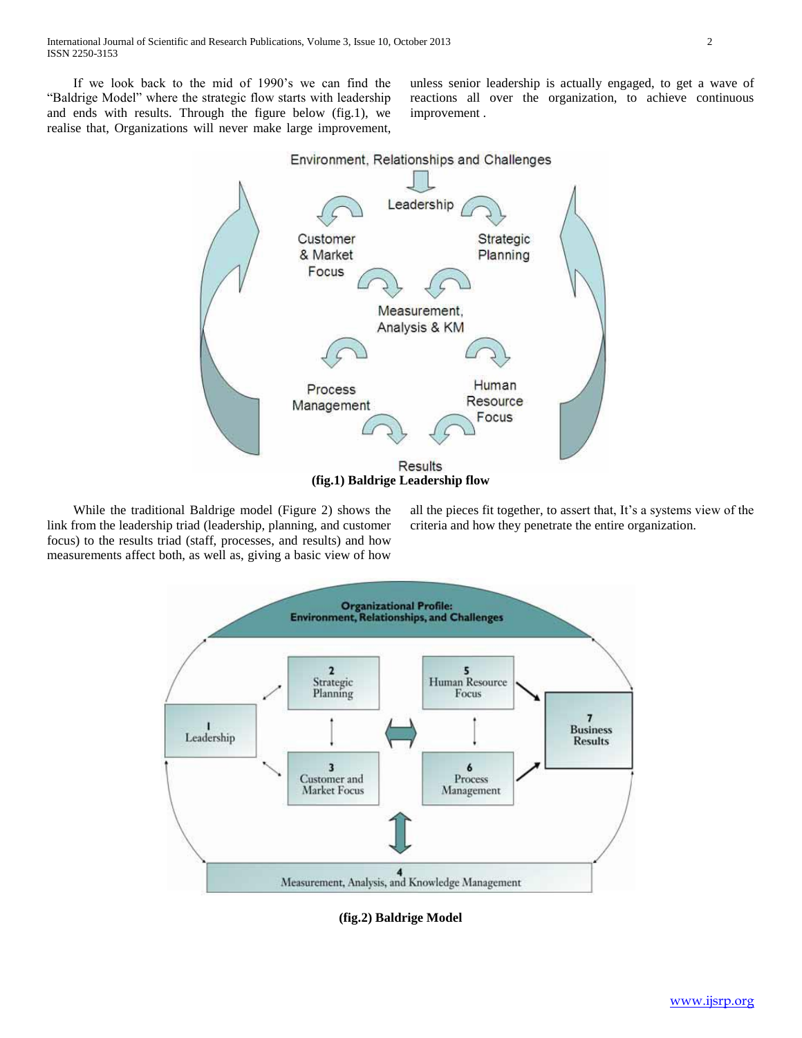If we look back to the mid of 1990's we can find the "Baldrige Model" where the strategic flow starts with leadership and ends with results. Through the figure below (fig.1), we realise that, Organizations will never make large improvement, unless senior leadership is actually engaged, to get a wave of reactions all over the organization, to achieve continuous improvement .

**(fig.1) Baldrige Leadership flow**

While the traditional Baldrige model (Figure 2) shows the link from the leadership triad (leadership, planning, and customer focus) to the results triad (staff, processes, and results) and how measurements affect both, as well as, giving a basic view of how all the pieces fit together, to assert that, It's a systems view of the criteria and how they penetrate the entire organization.

**(fig.2) Baldrige Model**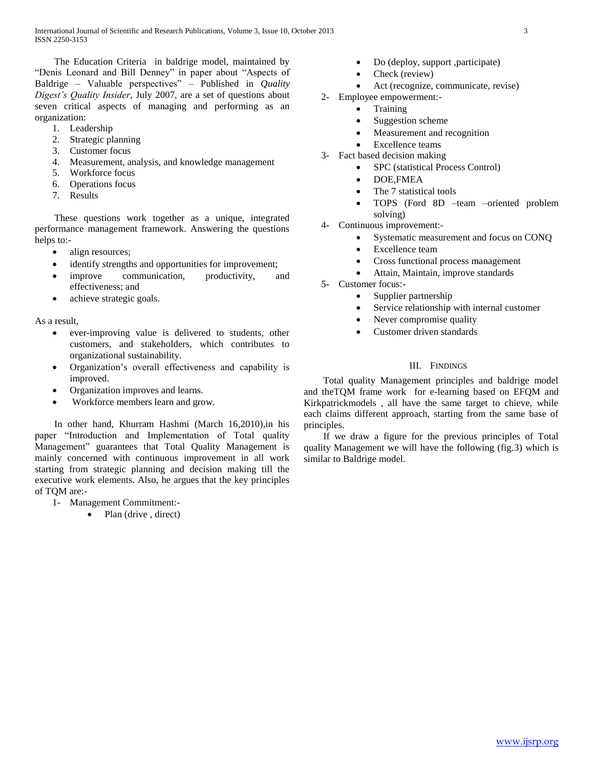The Education Criteria in baldrige model, maintained by "Denis Leonard and Bill Denney" in paper about "Aspects of Baldrige – Valuable perspectives" – Published in *Quality Digest's Quality Insider*, July 2007, are a set of questions about seven critical aspects of managing and performing as an organization:

1. Leadership
2. Strategic planning
3. Customer focus
4. Measurement, analysis, and knowledge management
5. Workforce focus
6. Operations focus
7. Results

These questions work together as a unique, integrated performance management framework. Answering the questions helps to:-

- align resources;
- identify strengths and opportunities for improvement;
- improve communication, productivity, and effectiveness; and
- achieve strategic goals.

As a result,

- ever-improving value is delivered to students, other customers, and stakeholders, which contributes to organizational sustainability.
- Organization's overall effectiveness and capability is improved.
- Organization improves and learns.
- Workforce members learn and grow.

In other hand, Khurram Hashmi (March 16,2010),in his paper "Introduction and Implementation of Total quality Management" guarantees that Total Quality Management is mainly concerned with continuous improvement in all work starting from strategic planning and decision making till the executive work elements. Also, he argues that the key principles of TQM are:-

1- Management Commitment:-
  - Plan (drive , direct)
  - Do (deploy, support ,participate)
  - Check (review)
  - Act (recognize, communicate, revise)

2- Employee empowerment:-
  - Training
  - Suggestion scheme
  - Measurement and recognition
  - Excellence teams

3- Fact based decision making
  - SPC (statistical Process Control)
  - DOE,FMEA
  - The 7 statistical tools
  - TOPS (Ford 8D –team –oriented problem solving)

4- Continuous improvement:-
  - Systematic measurement and focus on CONQ
  - Excellence team
  - Cross functional process management
  - Attain, Maintain, improve standards

5- Customer focus:-
  - Supplier partnership
  - Service relationship with internal customer
  - Never compromise quality
  - Customer driven standards

## III. Findings

Total quality Management principles and baldrige model and theTQM frame work for e-learning based on EFQM and Kirkpatrickmodels , all have the same target to chieve, while each claims different approach, starting from the same base of principles.

If we draw a figure for the previous principles of Total quality Management we will have the following (fig.3) which is similar to Baldrige model.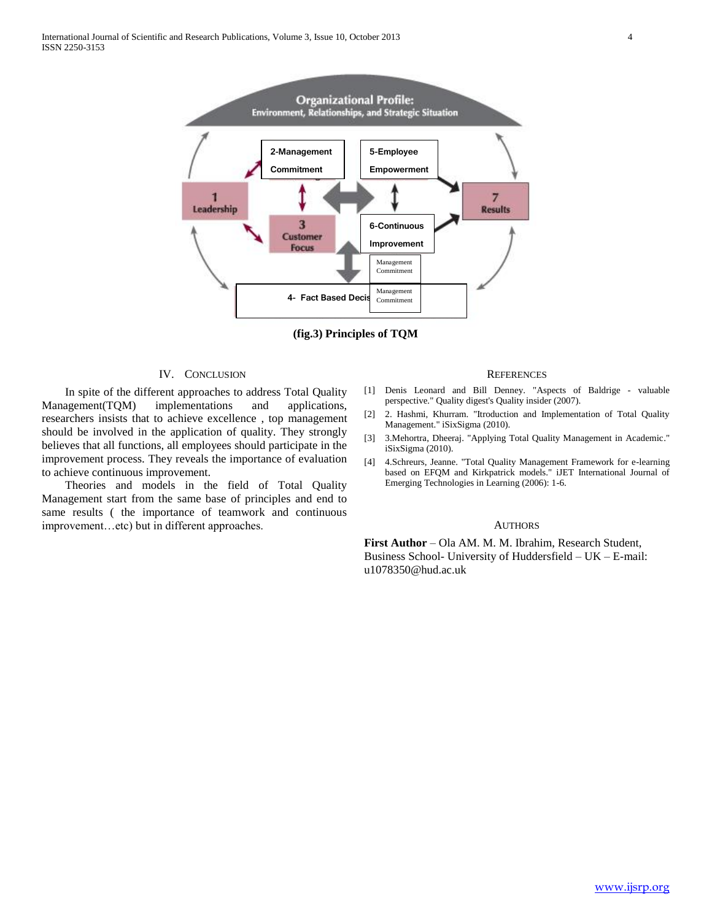Organizational Profile:
Environment, Relationships, and Strategic Situation

1 Leadership

2-Management Commitment

3 Customer Focus

4- Fact Based Decis

5-Employee Empowerment

6-Continuous Improvement

7 Results

Management Commitment

Management Commitment

**(fig.3) Principles of TQM**

## IV. Conclusion

In spite of the different approaches to address Total Quality Management(TQM) implementations and applications, researchers insists that to achieve excellence , top management should be involved in the application of quality. They strongly believes that all functions, all employees should participate in the improvement process. They reveals the importance of evaluation to achieve continuous improvement.

Theories and models in the field of Total Quality Management start from the same base of principles and end to same results ( the importance of teamwork and continuous improvement…etc) but in different approaches.

## References

[1] Denis Leonard and Bill Denney. "Aspects of Baldrige - valuable perspective." Quality digest's Quality insider (2007).

[2] 2. Hashmi, Khurram. "Itroduction and Implementation of Total Quality Management." iSixSigma (2010).

[3] 3.Mehortra, Dheeraj. "Applying Total Quality Management in Academic." iSixSigma (2010).

[4] 4.Schreurs, Jeanne. "Total Quality Management Framework for e-learning based on EFQM and Kirkpatrick models." iJET International Journal of Emerging Technologies in Learning (2006): 1-6.

## Authors

**First Author** – Ola AM. M. M. Ibrahim, Research Student, Business School- University of Huddersfield – UK – E-mail: u1078350@hud.ac.uk